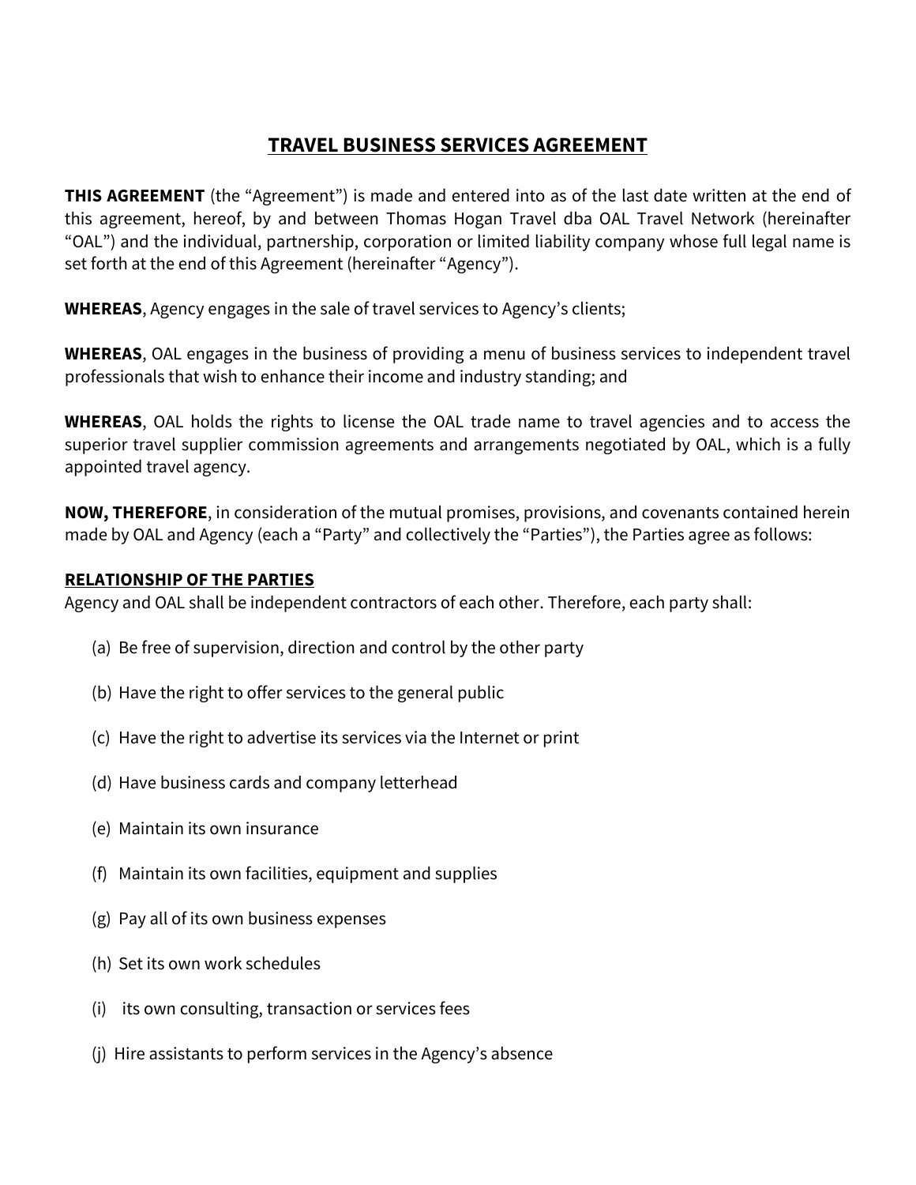# TRAVEL BUSINESS SERVICES AGREEMENT

**THIS AGREEMENT** (the "Agreement") is made and entered into as of the last date written at the end of this agreement, hereof, by and between Thomas Hogan Travel dba OAL Travel Network (hereinafter "OAL") and the individual, partnership, corporation or limited liability company whose full legal name is set forth at the end of this Agreement (hereinafter "Agency").

**WHEREAS**, Agency engages in the sale of travel services to Agency's clients;

**WHEREAS**, OAL engages in the business of providing a menu of business services to independent travel professionals that wish to enhance their income and industry standing; and

**WHEREAS**, OAL holds the rights to license the OAL trade name to travel agencies and to access the superior travel supplier commission agreements and arrangements negotiated by OAL, which is a fully appointed travel agency.

**NOW, THEREFORE**, in consideration of the mutual promises, provisions, and covenants contained herein made by OAL and Agency (each a "Party" and collectively the "Parties"), the Parties agree as follows:

## RELATIONSHIP OF THE PARTIES

Agency and OAL shall be independent contractors of each other. Therefore, each party shall:

(a) Be free of supervision, direction and control by the other party

(b) Have the right to offer services to the general public

(c) Have the right to advertise its services via the Internet or print

(d) Have business cards and company letterhead

(e) Maintain its own insurance

(f) Maintain its own facilities, equipment and supplies

(g) Pay all of its own business expenses

(h) Set its own work schedules

(i) its own consulting, transaction or services fees

(j) Hire assistants to perform services in the Agency's absence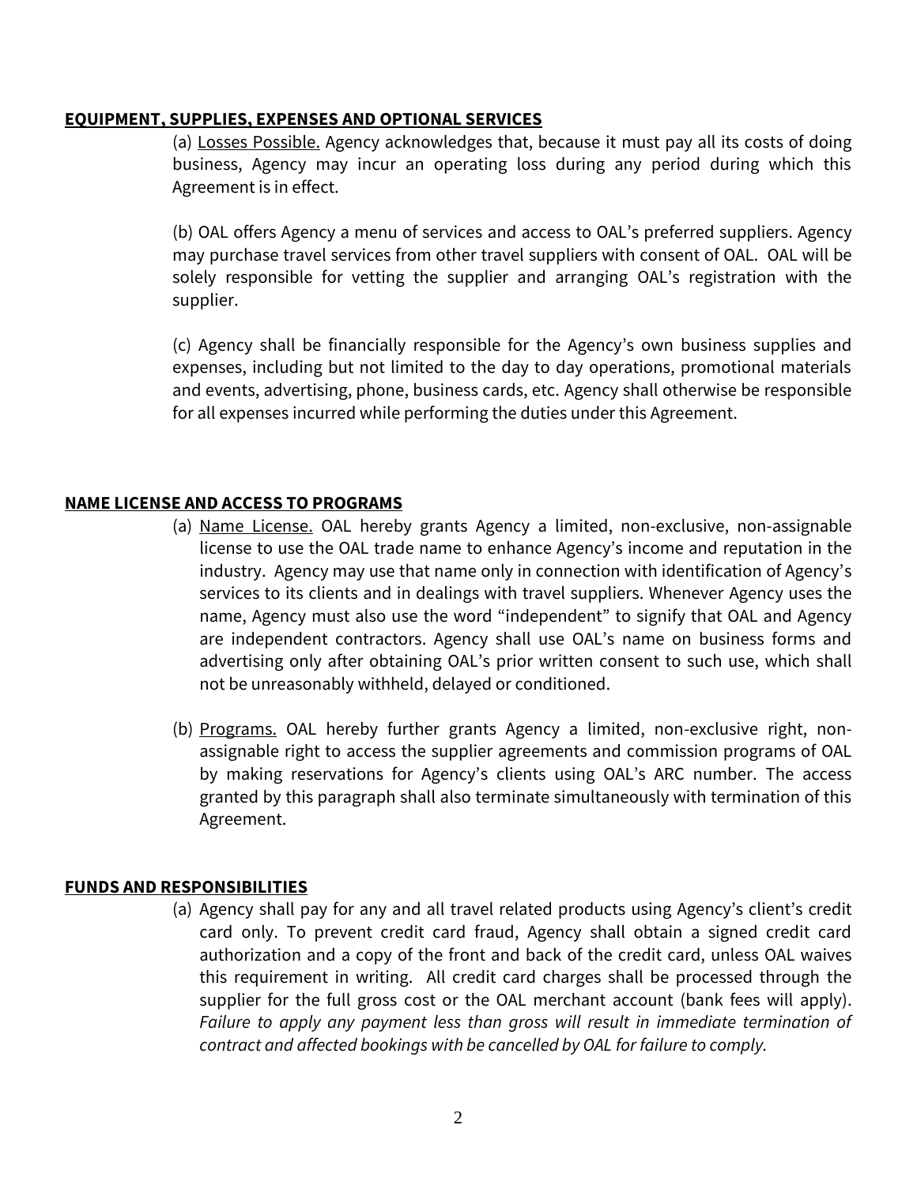**EQUIPMENT, SUPPLIES, EXPENSES AND OPTIONAL SERVICES**

(a) Losses Possible. Agency acknowledges that, because it must pay all its costs of doing business, Agency may incur an operating loss during any period during which this Agreement is in effect.

(b) OAL offers Agency a menu of services and access to OAL's preferred suppliers. Agency may purchase travel services from other travel suppliers with consent of OAL. OAL will be solely responsible for vetting the supplier and arranging OAL's registration with the supplier.

(c) Agency shall be financially responsible for the Agency's own business supplies and expenses, including but not limited to the day to day operations, promotional materials and events, advertising, phone, business cards, etc. Agency shall otherwise be responsible for all expenses incurred while performing the duties under this Agreement.

**NAME LICENSE AND ACCESS TO PROGRAMS**

(a) Name License. OAL hereby grants Agency a limited, non-exclusive, non-assignable license to use the OAL trade name to enhance Agency's income and reputation in the industry. Agency may use that name only in connection with identification of Agency's services to its clients and in dealings with travel suppliers. Whenever Agency uses the name, Agency must also use the word "independent" to signify that OAL and Agency are independent contractors. Agency shall use OAL's name on business forms and advertising only after obtaining OAL's prior written consent to such use, which shall not be unreasonably withheld, delayed or conditioned.

(b) Programs. OAL hereby further grants Agency a limited, non-exclusive right, non-assignable right to access the supplier agreements and commission programs of OAL by making reservations for Agency's clients using OAL's ARC number. The access granted by this paragraph shall also terminate simultaneously with termination of this Agreement.

**FUNDS AND RESPONSIBILITIES**

(a) Agency shall pay for any and all travel related products using Agency's client's credit card only. To prevent credit card fraud, Agency shall obtain a signed credit card authorization and a copy of the front and back of the credit card, unless OAL waives this requirement in writing. All credit card charges shall be processed through the supplier for the full gross cost or the OAL merchant account (bank fees will apply). *Failure to apply any payment less than gross will result in immediate termination of contract and affected bookings with be cancelled by OAL for failure to comply.*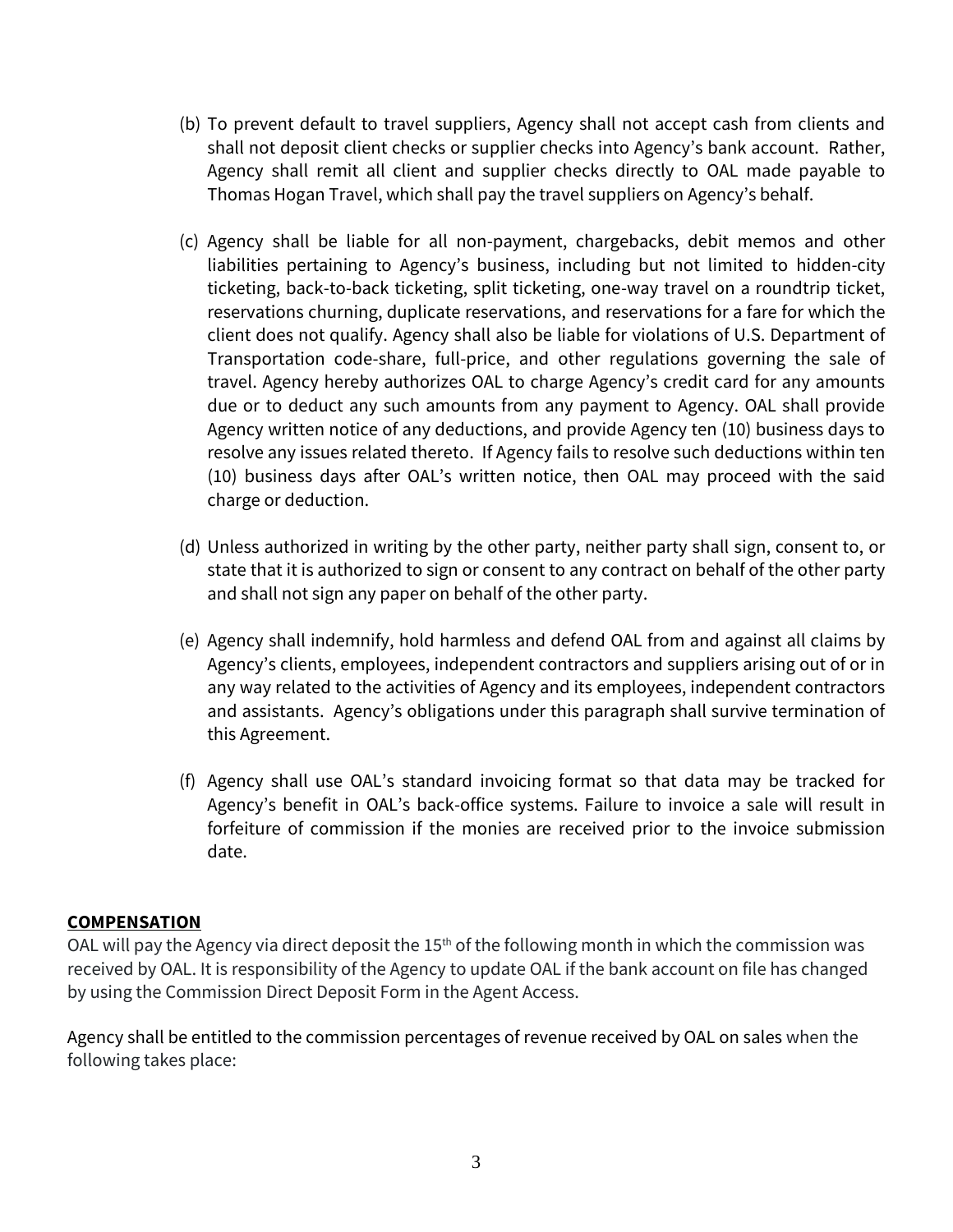(b) To prevent default to travel suppliers, Agency shall not accept cash from clients and shall not deposit client checks or supplier checks into Agency's bank account. Rather, Agency shall remit all client and supplier checks directly to OAL made payable to Thomas Hogan Travel, which shall pay the travel suppliers on Agency's behalf.

(c) Agency shall be liable for all non-payment, chargebacks, debit memos and other liabilities pertaining to Agency's business, including but not limited to hidden-city ticketing, back-to-back ticketing, split ticketing, one-way travel on a roundtrip ticket, reservations churning, duplicate reservations, and reservations for a fare for which the client does not qualify. Agency shall also be liable for violations of U.S. Department of Transportation code-share, full-price, and other regulations governing the sale of travel. Agency hereby authorizes OAL to charge Agency's credit card for any amounts due or to deduct any such amounts from any payment to Agency. OAL shall provide Agency written notice of any deductions, and provide Agency ten (10) business days to resolve any issues related thereto. If Agency fails to resolve such deductions within ten (10) business days after OAL's written notice, then OAL may proceed with the said charge or deduction.

(d) Unless authorized in writing by the other party, neither party shall sign, consent to, or state that it is authorized to sign or consent to any contract on behalf of the other party and shall not sign any paper on behalf of the other party.

(e) Agency shall indemnify, hold harmless and defend OAL from and against all claims by Agency's clients, employees, independent contractors and suppliers arising out of or in any way related to the activities of Agency and its employees, independent contractors and assistants. Agency's obligations under this paragraph shall survive termination of this Agreement.

(f) Agency shall use OAL's standard invoicing format so that data may be tracked for Agency's benefit in OAL's back-office systems. Failure to invoice a sale will result in forfeiture of commission if the monies are received prior to the invoice submission date.

**COMPENSATION**

OAL will pay the Agency via direct deposit the 15th of the following month in which the commission was received by OAL. It is responsibility of the Agency to update OAL if the bank account on file has changed by using the Commission Direct Deposit Form in the Agent Access.

Agency shall be entitled to the commission percentages of revenue received by OAL on sales when the following takes place: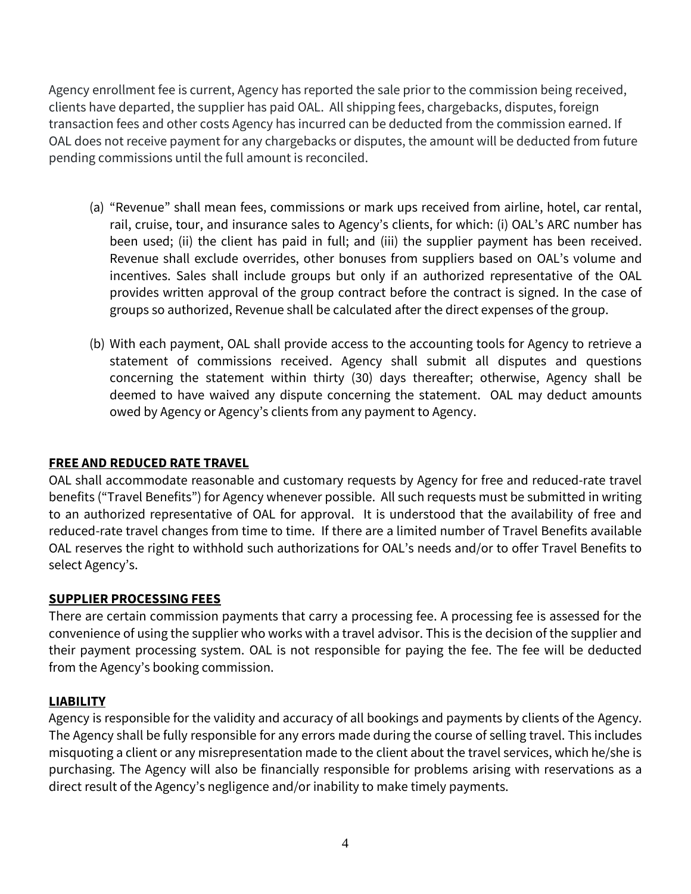Agency enrollment fee is current, Agency has reported the sale prior to the commission being received, clients have departed, the supplier has paid OAL. All shipping fees, chargebacks, disputes, foreign transaction fees and other costs Agency has incurred can be deducted from the commission earned. If OAL does not receive payment for any chargebacks or disputes, the amount will be deducted from future pending commissions until the full amount is reconciled.

(a) "Revenue" shall mean fees, commissions or mark ups received from airline, hotel, car rental, rail, cruise, tour, and insurance sales to Agency's clients, for which: (i) OAL's ARC number has been used; (ii) the client has paid in full; and (iii) the supplier payment has been received. Revenue shall exclude overrides, other bonuses from suppliers based on OAL's volume and incentives. Sales shall include groups but only if an authorized representative of the OAL provides written approval of the group contract before the contract is signed. In the case of groups so authorized, Revenue shall be calculated after the direct expenses of the group.

(b) With each payment, OAL shall provide access to the accounting tools for Agency to retrieve a statement of commissions received. Agency shall submit all disputes and questions concerning the statement within thirty (30) days thereafter; otherwise, Agency shall be deemed to have waived any dispute concerning the statement. OAL may deduct amounts owed by Agency or Agency's clients from any payment to Agency.

**FREE AND REDUCED RATE TRAVEL**

OAL shall accommodate reasonable and customary requests by Agency for free and reduced-rate travel benefits ("Travel Benefits") for Agency whenever possible. All such requests must be submitted in writing to an authorized representative of OAL for approval. It is understood that the availability of free and reduced-rate travel changes from time to time. If there are a limited number of Travel Benefits available OAL reserves the right to withhold such authorizations for OAL's needs and/or to offer Travel Benefits to select Agency's.

**SUPPLIER PROCESSING FEES**

There are certain commission payments that carry a processing fee. A processing fee is assessed for the convenience of using the supplier who works with a travel advisor. This is the decision of the supplier and their payment processing system. OAL is not responsible for paying the fee. The fee will be deducted from the Agency's booking commission.

**LIABILITY**

Agency is responsible for the validity and accuracy of all bookings and payments by clients of the Agency. The Agency shall be fully responsible for any errors made during the course of selling travel. This includes misquoting a client or any misrepresentation made to the client about the travel services, which he/she is purchasing. The Agency will also be financially responsible for problems arising with reservations as a direct result of the Agency's negligence and/or inability to make timely payments.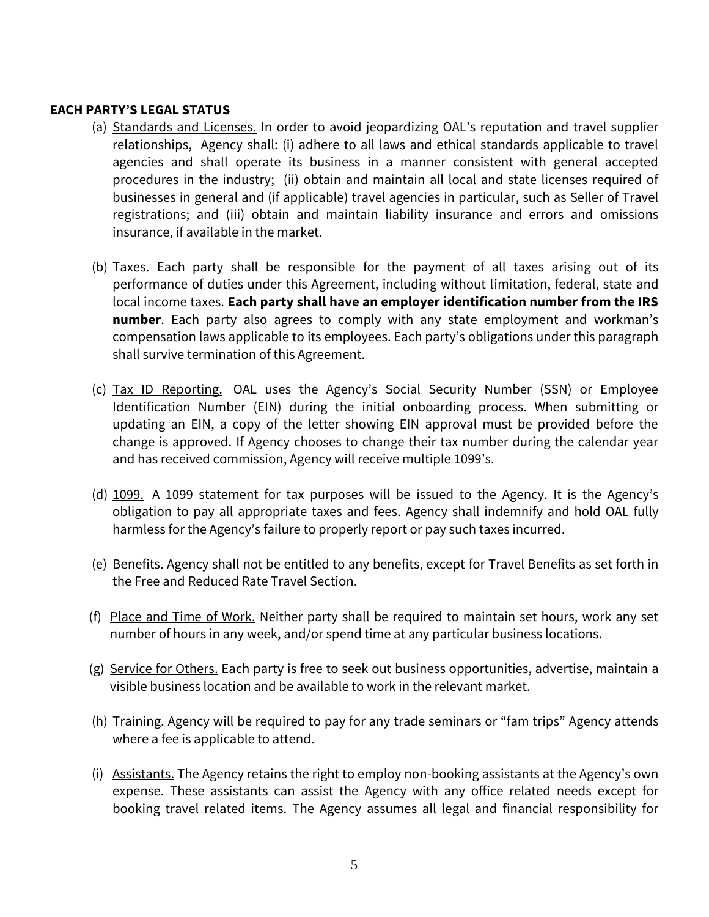**EACH PARTY'S LEGAL STATUS**

(a) Standards and Licenses. In order to avoid jeopardizing OAL's reputation and travel supplier relationships, Agency shall: (i) adhere to all laws and ethical standards applicable to travel agencies and shall operate its business in a manner consistent with general accepted procedures in the industry; (ii) obtain and maintain all local and state licenses required of businesses in general and (if applicable) travel agencies in particular, such as Seller of Travel registrations; and (iii) obtain and maintain liability insurance and errors and omissions insurance, if available in the market.

(b) Taxes. Each party shall be responsible for the payment of all taxes arising out of its performance of duties under this Agreement, including without limitation, federal, state and local income taxes. **Each party shall have an employer identification number from the IRS number**. Each party also agrees to comply with any state employment and workman's compensation laws applicable to its employees. Each party's obligations under this paragraph shall survive termination of this Agreement.

(c) Tax ID Reporting. OAL uses the Agency's Social Security Number (SSN) or Employee Identification Number (EIN) during the initial onboarding process. When submitting or updating an EIN, a copy of the letter showing EIN approval must be provided before the change is approved. If Agency chooses to change their tax number during the calendar year and has received commission, Agency will receive multiple 1099's.

(d) 1099. A 1099 statement for tax purposes will be issued to the Agency. It is the Agency's obligation to pay all appropriate taxes and fees. Agency shall indemnify and hold OAL fully harmless for the Agency's failure to properly report or pay such taxes incurred.

(e) Benefits. Agency shall not be entitled to any benefits, except for Travel Benefits as set forth in the Free and Reduced Rate Travel Section.

(f) Place and Time of Work. Neither party shall be required to maintain set hours, work any set number of hours in any week, and/or spend time at any particular business locations.

(g) Service for Others. Each party is free to seek out business opportunities, advertise, maintain a visible business location and be available to work in the relevant market.

(h) Training. Agency will be required to pay for any trade seminars or "fam trips" Agency attends where a fee is applicable to attend.

(i) Assistants. The Agency retains the right to employ non-booking assistants at the Agency's own expense. These assistants can assist the Agency with any office related needs except for booking travel related items. The Agency assumes all legal and financial responsibility for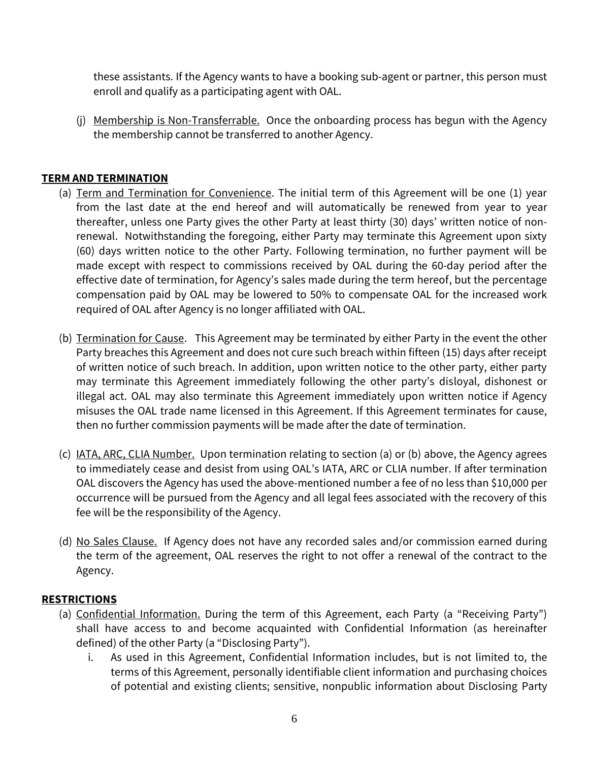these assistants. If the Agency wants to have a booking sub-agent or partner, this person must enroll and qualify as a participating agent with OAL.

(j) Membership is Non-Transferrable. Once the onboarding process has begun with the Agency the membership cannot be transferred to another Agency.

**TERM AND TERMINATION**

(a) Term and Termination for Convenience. The initial term of this Agreement will be one (1) year from the last date at the end hereof and will automatically be renewed from year to year thereafter, unless one Party gives the other Party at least thirty (30) days' written notice of non-renewal. Notwithstanding the foregoing, either Party may terminate this Agreement upon sixty (60) days written notice to the other Party. Following termination, no further payment will be made except with respect to commissions received by OAL during the 60-day period after the effective date of termination, for Agency's sales made during the term hereof, but the percentage compensation paid by OAL may be lowered to 50% to compensate OAL for the increased work required of OAL after Agency is no longer affiliated with OAL.

(b) Termination for Cause. This Agreement may be terminated by either Party in the event the other Party breaches this Agreement and does not cure such breach within fifteen (15) days after receipt of written notice of such breach. In addition, upon written notice to the other party, either party may terminate this Agreement immediately following the other party's disloyal, dishonest or illegal act. OAL may also terminate this Agreement immediately upon written notice if Agency misuses the OAL trade name licensed in this Agreement. If this Agreement terminates for cause, then no further commission payments will be made after the date of termination.

(c) IATA, ARC, CLIA Number. Upon termination relating to section (a) or (b) above, the Agency agrees to immediately cease and desist from using OAL's IATA, ARC or CLIA number. If after termination OAL discovers the Agency has used the above-mentioned number a fee of no less than $10,000 per occurrence will be pursued from the Agency and all legal fees associated with the recovery of this fee will be the responsibility of the Agency.

(d) No Sales Clause. If Agency does not have any recorded sales and/or commission earned during the term of the agreement, OAL reserves the right to not offer a renewal of the contract to the Agency.

**RESTRICTIONS**

(a) Confidential Information. During the term of this Agreement, each Party (a "Receiving Party") shall have access to and become acquainted with Confidential Information (as hereinafter defined) of the other Party (a "Disclosing Party").

  i. As used in this Agreement, Confidential Information includes, but is not limited to, the terms of this Agreement, personally identifiable client information and purchasing choices of potential and existing clients; sensitive, nonpublic information about Disclosing Party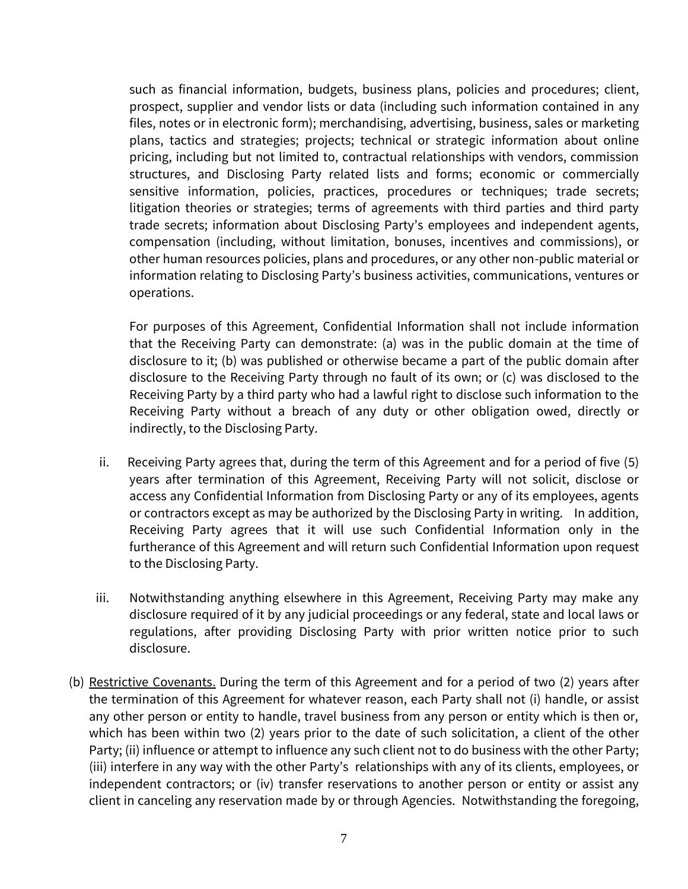such as financial information, budgets, business plans, policies and procedures; client, prospect, supplier and vendor lists or data (including such information contained in any files, notes or in electronic form); merchandising, advertising, business, sales or marketing plans, tactics and strategies; projects; technical or strategic information about online pricing, including but not limited to, contractual relationships with vendors, commission structures, and Disclosing Party related lists and forms; economic or commercially sensitive information, policies, practices, procedures or techniques; trade secrets; litigation theories or strategies; terms of agreements with third parties and third party trade secrets; information about Disclosing Party's employees and independent agents, compensation (including, without limitation, bonuses, incentives and commissions), or other human resources policies, plans and procedures, or any other non-public material or information relating to Disclosing Party's business activities, communications, ventures or operations.

For purposes of this Agreement, Confidential Information shall not include information that the Receiving Party can demonstrate: (a) was in the public domain at the time of disclosure to it; (b) was published or otherwise became a part of the public domain after disclosure to the Receiving Party through no fault of its own; or (c) was disclosed to the Receiving Party by a third party who had a lawful right to disclose such information to the Receiving Party without a breach of any duty or other obligation owed, directly or indirectly, to the Disclosing Party.

ii. Receiving Party agrees that, during the term of this Agreement and for a period of five (5) years after termination of this Agreement, Receiving Party will not solicit, disclose or access any Confidential Information from Disclosing Party or any of its employees, agents or contractors except as may be authorized by the Disclosing Party in writing. In addition, Receiving Party agrees that it will use such Confidential Information only in the furtherance of this Agreement and will return such Confidential Information upon request to the Disclosing Party.

iii. Notwithstanding anything elsewhere in this Agreement, Receiving Party may make any disclosure required of it by any judicial proceedings or any federal, state and local laws or regulations, after providing Disclosing Party with prior written notice prior to such disclosure.

(b) Restrictive Covenants. During the term of this Agreement and for a period of two (2) years after the termination of this Agreement for whatever reason, each Party shall not (i) handle, or assist any other person or entity to handle, travel business from any person or entity which is then or, which has been within two (2) years prior to the date of such solicitation, a client of the other Party; (ii) influence or attempt to influence any such client not to do business with the other Party; (iii) interfere in any way with the other Party's relationships with any of its clients, employees, or independent contractors; or (iv) transfer reservations to another person or entity or assist any client in canceling any reservation made by or through Agencies. Notwithstanding the foregoing,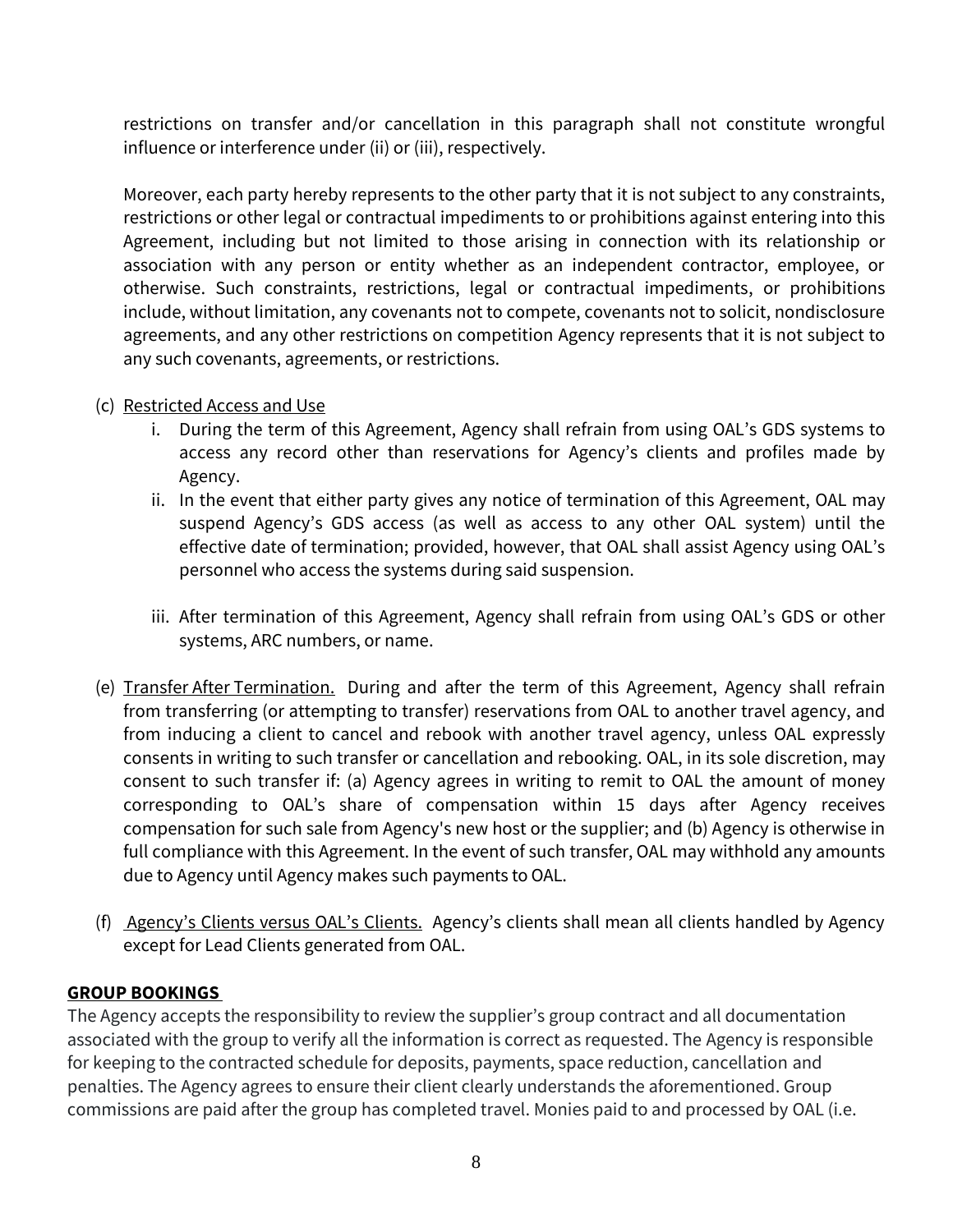restrictions on transfer and/or cancellation in this paragraph shall not constitute wrongful influence or interference under (ii) or (iii), respectively.

Moreover, each party hereby represents to the other party that it is not subject to any constraints, restrictions or other legal or contractual impediments to or prohibitions against entering into this Agreement, including but not limited to those arising in connection with its relationship or association with any person or entity whether as an independent contractor, employee, or otherwise. Such constraints, restrictions, legal or contractual impediments, or prohibitions include, without limitation, any covenants not to compete, covenants not to solicit, nondisclosure agreements, and any other restrictions on competition Agency represents that it is not subject to any such covenants, agreements, or restrictions.

(c) <u>Restricted Access and Use</u>

i. During the term of this Agreement, Agency shall refrain from using OAL's GDS systems to access any record other than reservations for Agency's clients and profiles made by Agency.

ii. In the event that either party gives any notice of termination of this Agreement, OAL may suspend Agency's GDS access (as well as access to any other OAL system) until the effective date of termination; provided, however, that OAL shall assist Agency using OAL's personnel who access the systems during said suspension.

iii. After termination of this Agreement, Agency shall refrain from using OAL's GDS or other systems, ARC numbers, or name.

(e) <u>Transfer After Termination.</u> During and after the term of this Agreement, Agency shall refrain from transferring (or attempting to transfer) reservations from OAL to another travel agency, and from inducing a client to cancel and rebook with another travel agency, unless OAL expressly consents in writing to such transfer or cancellation and rebooking. OAL, in its sole discretion, may consent to such transfer if: (a) Agency agrees in writing to remit to OAL the amount of money corresponding to OAL's share of compensation within 15 days after Agency receives compensation for such sale from Agency's new host or the supplier; and (b) Agency is otherwise in full compliance with this Agreement. In the event of such transfer, OAL may withhold any amounts due to Agency until Agency makes such payments to OAL.

(f) <u>Agency's Clients versus OAL's Clients.</u> Agency's clients shall mean all clients handled by Agency except for Lead Clients generated from OAL.

**<u>GROUP BOOKINGS</u>**

The Agency accepts the responsibility to review the supplier's group contract and all documentation associated with the group to verify all the information is correct as requested. The Agency is responsible for keeping to the contracted schedule for deposits, payments, space reduction, cancellation and penalties. The Agency agrees to ensure their client clearly understands the aforementioned. Group commissions are paid after the group has completed travel. Monies paid to and processed by OAL (i.e.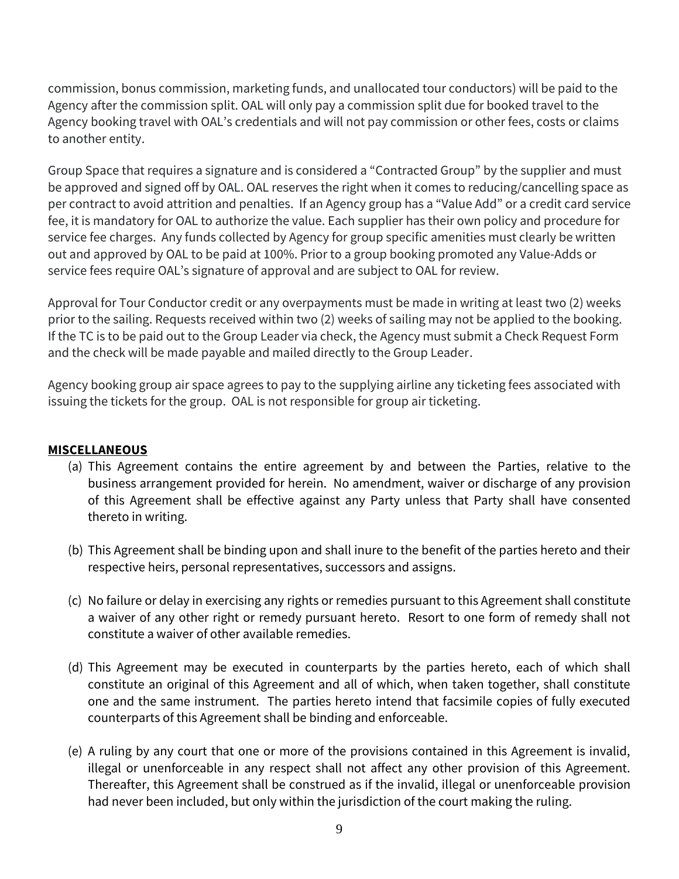commission, bonus commission, marketing funds, and unallocated tour conductors) will be paid to the Agency after the commission split. OAL will only pay a commission split due for booked travel to the Agency booking travel with OAL's credentials and will not pay commission or other fees, costs or claims to another entity.

Group Space that requires a signature and is considered a "Contracted Group" by the supplier and must be approved and signed off by OAL. OAL reserves the right when it comes to reducing/cancelling space as per contract to avoid attrition and penalties. If an Agency group has a "Value Add" or a credit card service fee, it is mandatory for OAL to authorize the value. Each supplier has their own policy and procedure for service fee charges. Any funds collected by Agency for group specific amenities must clearly be written out and approved by OAL to be paid at 100%. Prior to a group booking promoted any Value-Adds or service fees require OAL's signature of approval and are subject to OAL for review.

Approval for Tour Conductor credit or any overpayments must be made in writing at least two (2) weeks prior to the sailing. Requests received within two (2) weeks of sailing may not be applied to the booking. If the TC is to be paid out to the Group Leader via check, the Agency must submit a Check Request Form and the check will be made payable and mailed directly to the Group Leader.

Agency booking group air space agrees to pay to the supplying airline any ticketing fees associated with issuing the tickets for the group. OAL is not responsible for group air ticketing.

**MISCELLANEOUS**

(a) This Agreement contains the entire agreement by and between the Parties, relative to the business arrangement provided for herein. No amendment, waiver or discharge of any provision of this Agreement shall be effective against any Party unless that Party shall have consented thereto in writing.

(b) This Agreement shall be binding upon and shall inure to the benefit of the parties hereto and their respective heirs, personal representatives, successors and assigns.

(c) No failure or delay in exercising any rights or remedies pursuant to this Agreement shall constitute a waiver of any other right or remedy pursuant hereto. Resort to one form of remedy shall not constitute a waiver of other available remedies.

(d) This Agreement may be executed in counterparts by the parties hereto, each of which shall constitute an original of this Agreement and all of which, when taken together, shall constitute one and the same instrument. The parties hereto intend that facsimile copies of fully executed counterparts of this Agreement shall be binding and enforceable.

(e) A ruling by any court that one or more of the provisions contained in this Agreement is invalid, illegal or unenforceable in any respect shall not affect any other provision of this Agreement. Thereafter, this Agreement shall be construed as if the invalid, illegal or unenforceable provision had never been included, but only within the jurisdiction of the court making the ruling.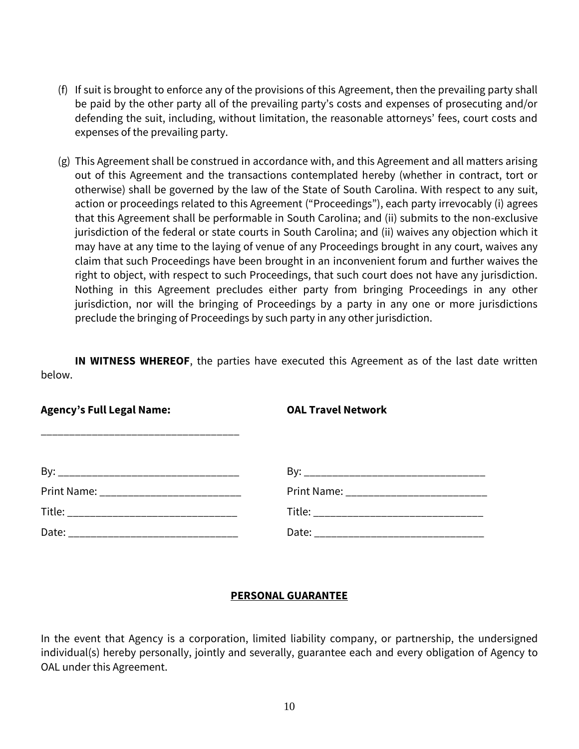(f) If suit is brought to enforce any of the provisions of this Agreement, then the prevailing party shall be paid by the other party all of the prevailing party's costs and expenses of prosecuting and/or defending the suit, including, without limitation, the reasonable attorneys' fees, court costs and expenses of the prevailing party.

(g) This Agreement shall be construed in accordance with, and this Agreement and all matters arising out of this Agreement and the transactions contemplated hereby (whether in contract, tort or otherwise) shall be governed by the law of the State of South Carolina. With respect to any suit, action or proceedings related to this Agreement ("Proceedings"), each party irrevocably (i) agrees that this Agreement shall be performable in South Carolina; and (ii) submits to the non-exclusive jurisdiction of the federal or state courts in South Carolina; and (ii) waives any objection which it may have at any time to the laying of venue of any Proceedings brought in any court, waives any claim that such Proceedings have been brought in an inconvenient forum and further waives the right to object, with respect to such Proceedings, that such court does not have any jurisdiction. Nothing in this Agreement precludes either party from bringing Proceedings in any other jurisdiction, nor will the bringing of Proceedings by a party in any one or more jurisdictions preclude the bringing of Proceedings by such party in any other jurisdiction.

**IN WITNESS WHEREOF**, the parties have executed this Agreement as of the last date written below.

| **Agency's Full Legal Name:** | **OAL Travel Network** |
|---|---|
| ___________________________________ | |
| By: ________________________________ | By: ________________________________ |
| Print Name: _________________________ | Print Name: _________________________ |
| Title: ______________________________ | Title: ______________________________ |
| Date: ______________________________ | Date: ______________________________ |

## PERSONAL GUARANTEE

In the event that Agency is a corporation, limited liability company, or partnership, the undersigned individual(s) hereby personally, jointly and severally, guarantee each and every obligation of Agency to OAL under this Agreement.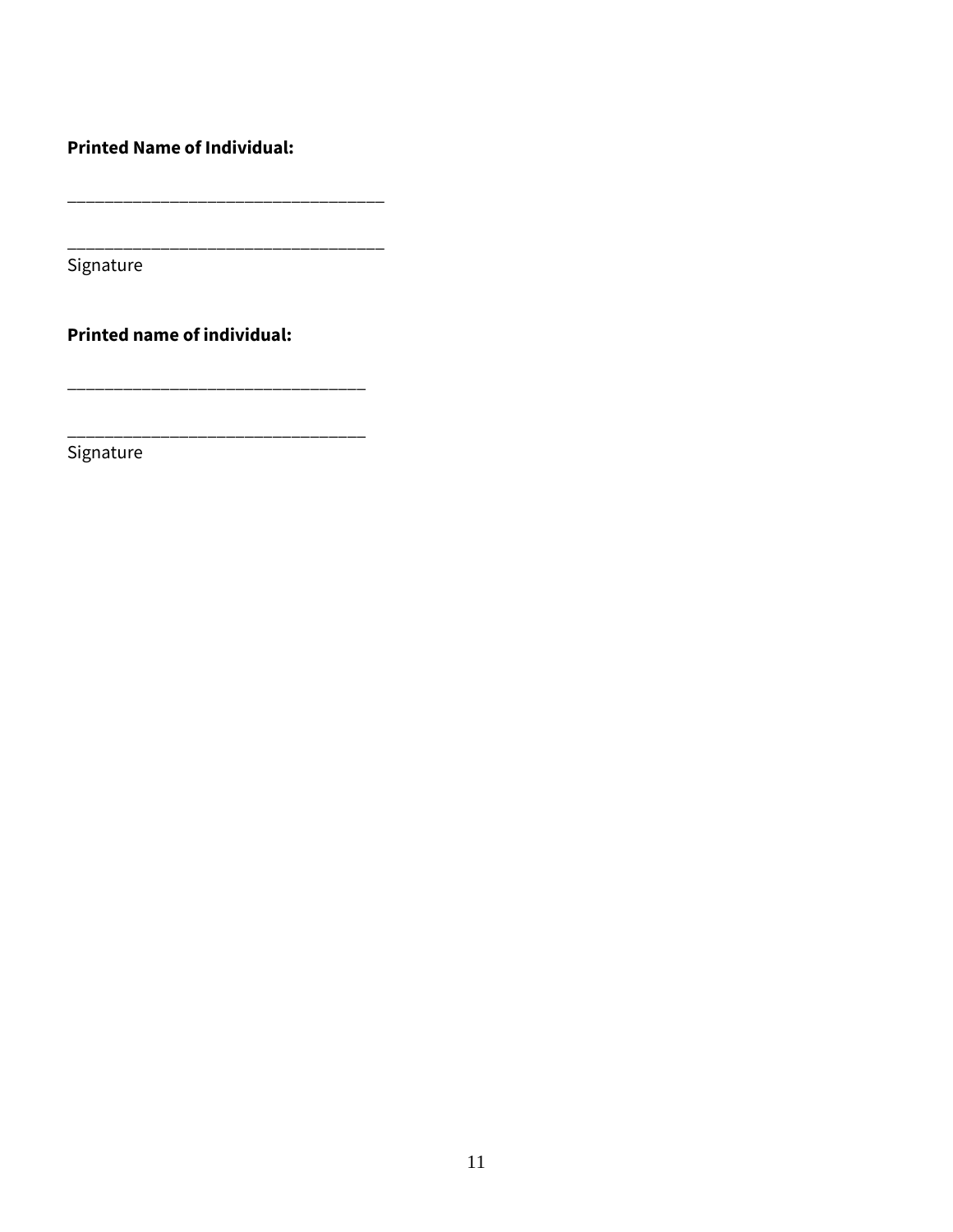**Printed Name of Individual:**

\_\_\_\_\_\_\_\_\_\_\_\_\_\_\_\_\_\_\_\_\_\_\_\_\_\_\_\_\_\_\_\_\_\_

\_\_\_\_\_\_\_\_\_\_\_\_\_\_\_\_\_\_\_\_\_\_\_\_\_\_\_\_\_\_\_\_\_\_
Signature

**Printed name of individual:**

\_\_\_\_\_\_\_\_\_\_\_\_\_\_\_\_\_\_\_\_\_\_\_\_\_\_\_\_\_\_\_\_

\_\_\_\_\_\_\_\_\_\_\_\_\_\_\_\_\_\_\_\_\_\_\_\_\_\_\_\_\_\_\_\_
Signature